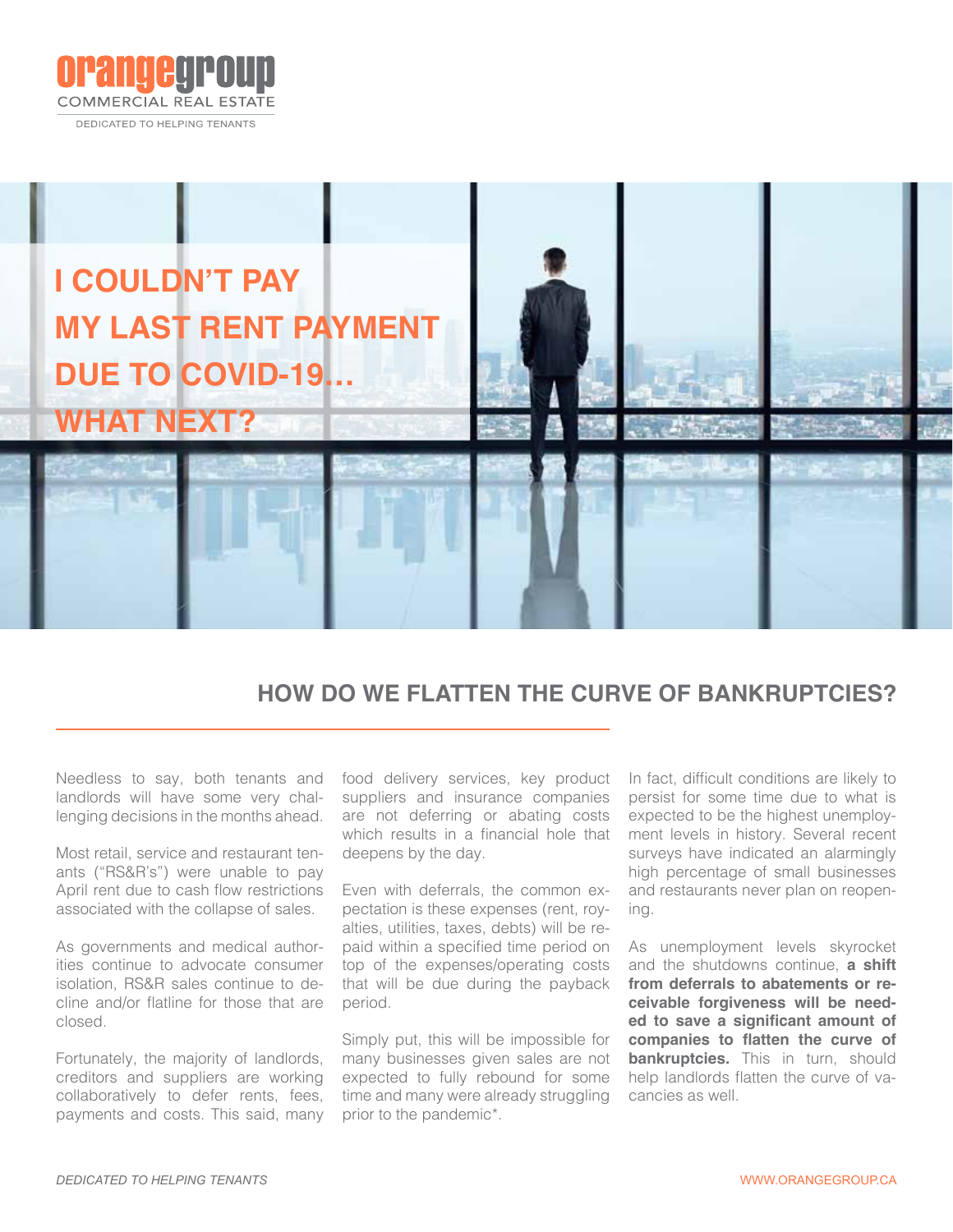orangegroup
COMMERCIAL REAL ESTATE
DEDICATED TO HELPING TENANTS

# I COULDN'T PAY MY LAST RENT PAYMENT DUE TO COVID-19... WHAT NEXT?

## HOW DO WE FLATTEN THE CURVE OF BANKRUPTCIES?

Needless to say, both tenants and landlords will have some very challenging decisions in the months ahead.

Most retail, service and restaurant tenants ("RS&R's") were unable to pay April rent due to cash flow restrictions associated with the collapse of sales.

As governments and medical authorities continue to advocate consumer isolation, RS&R sales continue to decline and/or flatline for those that are closed.

Fortunately, the majority of landlords, creditors and suppliers are working collaboratively to defer rents, fees, payments and costs. This said, many food delivery services, key product suppliers and insurance companies are not deferring or abating costs which results in a financial hole that deepens by the day.

Even with deferrals, the common expectation is these expenses (rent, royalties, utilities, taxes, debts) will be repaid within a specified time period on top of the expenses/operating costs that will be due during the payback period.

Simply put, this will be impossible for many businesses given sales are not expected to fully rebound for some time and many were already struggling prior to the pandemic*.

In fact, difficult conditions are likely to persist for some time due to what is expected to be the highest unemployment levels in history. Several recent surveys have indicated an alarmingly high percentage of small businesses and restaurants never plan on reopening.

As unemployment levels skyrocket and the shutdowns continue, **a shift from deferrals to abatements or receivable forgiveness will be needed to save a significant amount of companies to flatten the curve of bankruptcies.** This in turn, should help landlords flatten the curve of vacancies as well.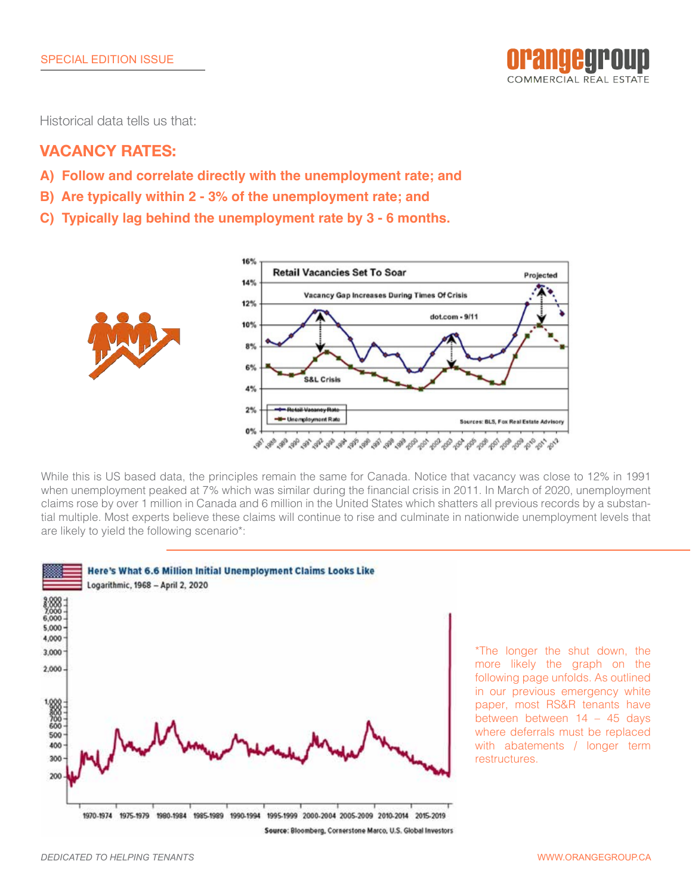SPECIAL EDITION ISSUE

Historical data tells us that:

## VACANCY RATES:

**A) Follow and correlate directly with the unemployment rate; and**

**B) Are typically within 2 - 3% of the unemployment rate; and**

**C) Typically lag behind the unemployment rate by 3 - 6 months.**

While this is US based data, the principles remain the same for Canada. Notice that vacancy was close to 12% in 1991 when unemployment peaked at 7% which was similar during the financial crisis in 2011. In March of 2020, unemployment claims rose by over 1 million in Canada and 6 million in the United States which shatters all previous records by a substantial multiple. Most experts believe these claims will continue to rise and culminate in nationwide unemployment levels that are likely to yield the following scenario*:

*The longer the shut down, the more likely the graph on the following page unfolds. As outlined in our previous emergency white paper, most RS&R tenants have between between 14 – 45 days where deferrals must be replaced with abatements / longer term restructures.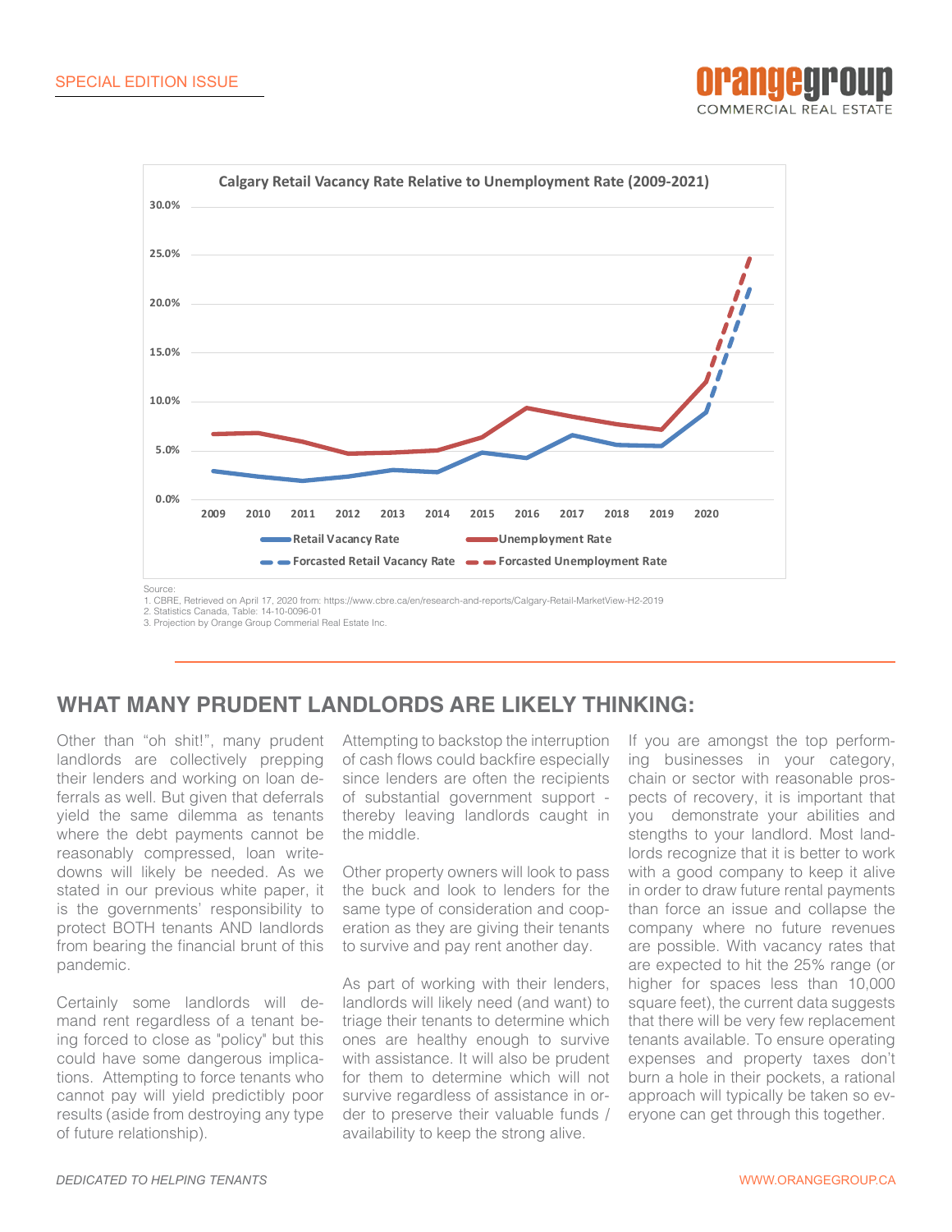SPECIAL EDITION ISSUE

**Calgary Retail Vacancy Rate Relative to Unemployment Rate (2009-2021)**

Retail Vacancy Rate — Unemployment Rate — Forcasted Retail Vacancy Rate — Forcasted Unemployment Rate

Source:
1. CBRE, Retrieved on April 17, 2020 from: https://www.cbre.ca/en/research-and-reports/Calgary-Retail-MarketView-H2-2019
2. Statistics Canada, Table: 14-10-0096-01
3. Projection by Orange Group Commerial Real Estate Inc.

## WHAT MANY PRUDENT LANDLORDS ARE LIKELY THINKING:

Other than “oh shit!”, many prudent landlords are collectively prepping their lenders and working on loan deferrals as well. But given that deferrals yield the same dilemma as tenants where the debt payments cannot be reasonably compressed, loan write-downs will likely be needed. As we stated in our previous white paper, it is the governments’ responsibility to protect BOTH tenants AND landlords from bearing the financial brunt of this pandemic.

Certainly some landlords will demand rent regardless of a tenant being forced to close as "policy" but this could have some dangerous implications. Attempting to force tenants who cannot pay will yield predictibly poor results (aside from destroying any type of future relationship).

Attempting to backstop the interruption of cash flows could backfire especially since lenders are often the recipients of substantial government support - thereby leaving landlords caught in the middle.

Other property owners will look to pass the buck and look to lenders for the same type of consideration and cooperation as they are giving their tenants to survive and pay rent another day.

As part of working with their lenders, landlords will likely need (and want) to triage their tenants to determine which ones are healthy enough to survive with assistance. It will also be prudent for them to determine which will not survive regardless of assistance in order to preserve their valuable funds / availability to keep the strong alive.

If you are amongst the top performing businesses in your category, chain or sector with reasonable prospects of recovery, it is important that you demonstrate your abilities and stengths to your landlord. Most landlords recognize that it is better to work with a good company to keep it alive in order to draw future rental payments than force an issue and collapse the company where no future revenues are possible. With vacancy rates that are expected to hit the 25% range (or higher for spaces less than 10,000 square feet), the current data suggests that there will be very few replacement tenants available. To ensure operating expenses and property taxes don’t burn a hole in their pockets, a rational approach will typically be taken so everyone can get through this together.

*DEDICATED TO HELPING TENANTS*

WWW.ORANGEGROUP.CA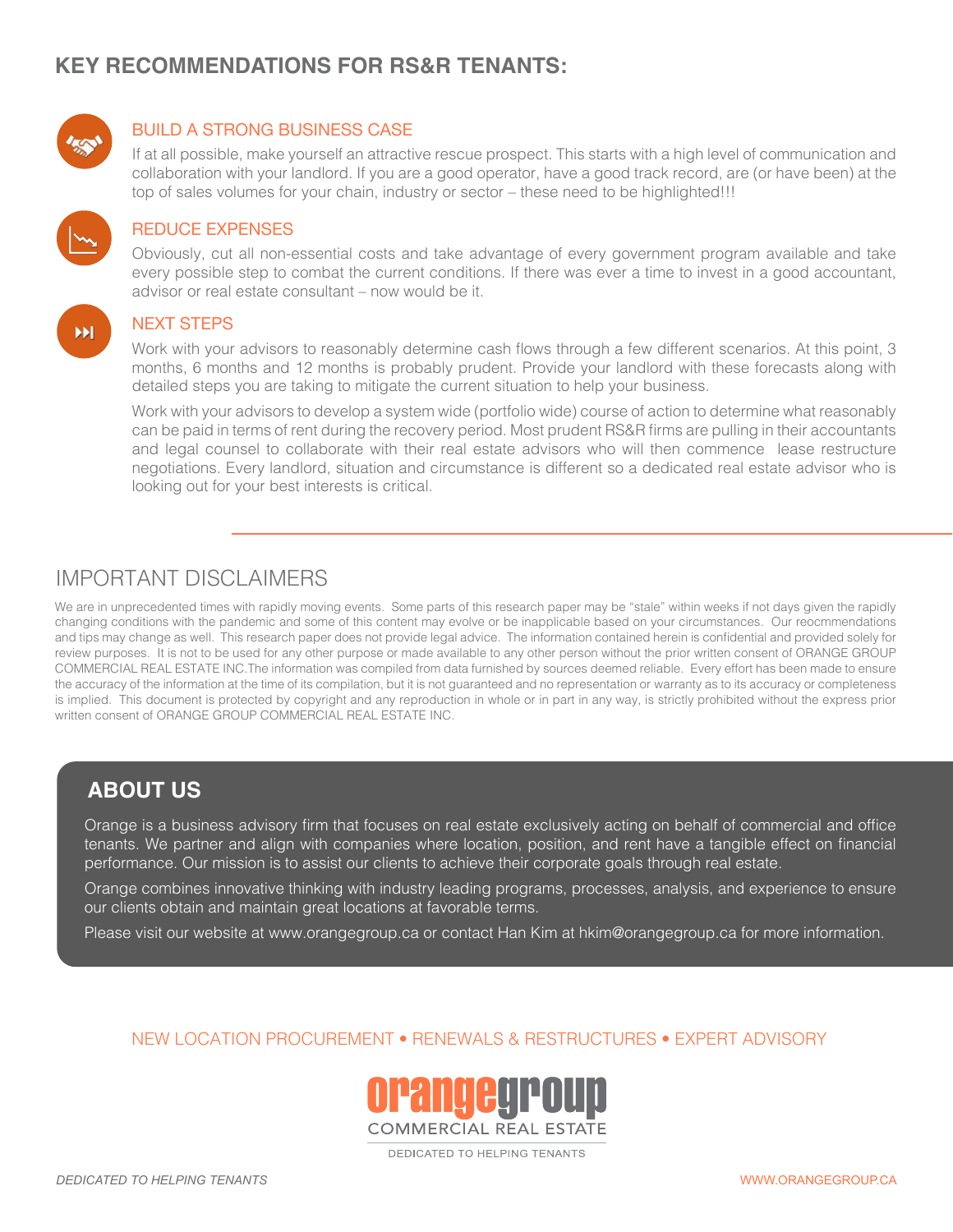## KEY RECOMMENDATIONS FOR RS&R TENANTS:

### BUILD A STRONG BUSINESS CASE

If at all possible, make yourself an attractive rescue prospect. This starts with a high level of communication and collaboration with your landlord. If you are a good operator, have a good track record, are (or have been) at the top of sales volumes for your chain, industry or sector – these need to be highlighted!!!

### REDUCE EXPENSES

Obviously, cut all non-essential costs and take advantage of every government program available and take every possible step to combat the current conditions. If there was ever a time to invest in a good accountant, advisor or real estate consultant – now would be it.

### NEXT STEPS

Work with your advisors to reasonably determine cash flows through a few different scenarios. At this point, 3 months, 6 months and 12 months is probably prudent. Provide your landlord with these forecasts along with detailed steps you are taking to mitigate the current situation to help your business.

Work with your advisors to develop a system wide (portfolio wide) course of action to determine what reasonably can be paid in terms of rent during the recovery period. Most prudent RS&R firms are pulling in their accountants and legal counsel to collaborate with their real estate advisors who will then commence lease restructure negotiations. Every landlord, situation and circumstance is different so a dedicated real estate advisor who is looking out for your best interests is critical.

## IMPORTANT DISCLAIMERS

We are in unprecedented times with rapidly moving events. Some parts of this research paper may be "stale" within weeks if not days given the rapidly changing conditions with the pandemic and some of this content may evolve or be inapplicable based on your circumstances. Our reocmmendations and tips may change as well. This research paper does not provide legal advice. The information contained herein is confidential and provided solely for review purposes. It is not to be used for any other purpose or made available to any other person without the prior written consent of ORANGE GROUP COMMERCIAL REAL ESTATE INC.The information was compiled from data furnished by sources deemed reliable. Every effort has been made to ensure the accuracy of the information at the time of its compilation, but it is not guaranteed and no representation or warranty as to its accuracy or completeness is implied. This document is protected by copyright and any reproduction in whole or in part in any way, is strictly prohibited without the express prior written consent of ORANGE GROUP COMMERCIAL REAL ESTATE INC.

## ABOUT US

Orange is a business advisory firm that focuses on real estate exclusively acting on behalf of commercial and office tenants. We partner and align with companies where location, position, and rent have a tangible effect on financial performance. Our mission is to assist our clients to achieve their corporate goals through real estate.

Orange combines innovative thinking with industry leading programs, processes, analysis, and experience to ensure our clients obtain and maintain great locations at favorable terms.

Please visit our website at www.orangegroup.ca or contact Han Kim at hkim@orangegroup.ca for more information.

NEW LOCATION PROCUREMENT • RENEWALS & RESTRUCTURES • EXPERT ADVISORY

orangegroup
COMMERCIAL REAL ESTATE
DEDICATED TO HELPING TENANTS